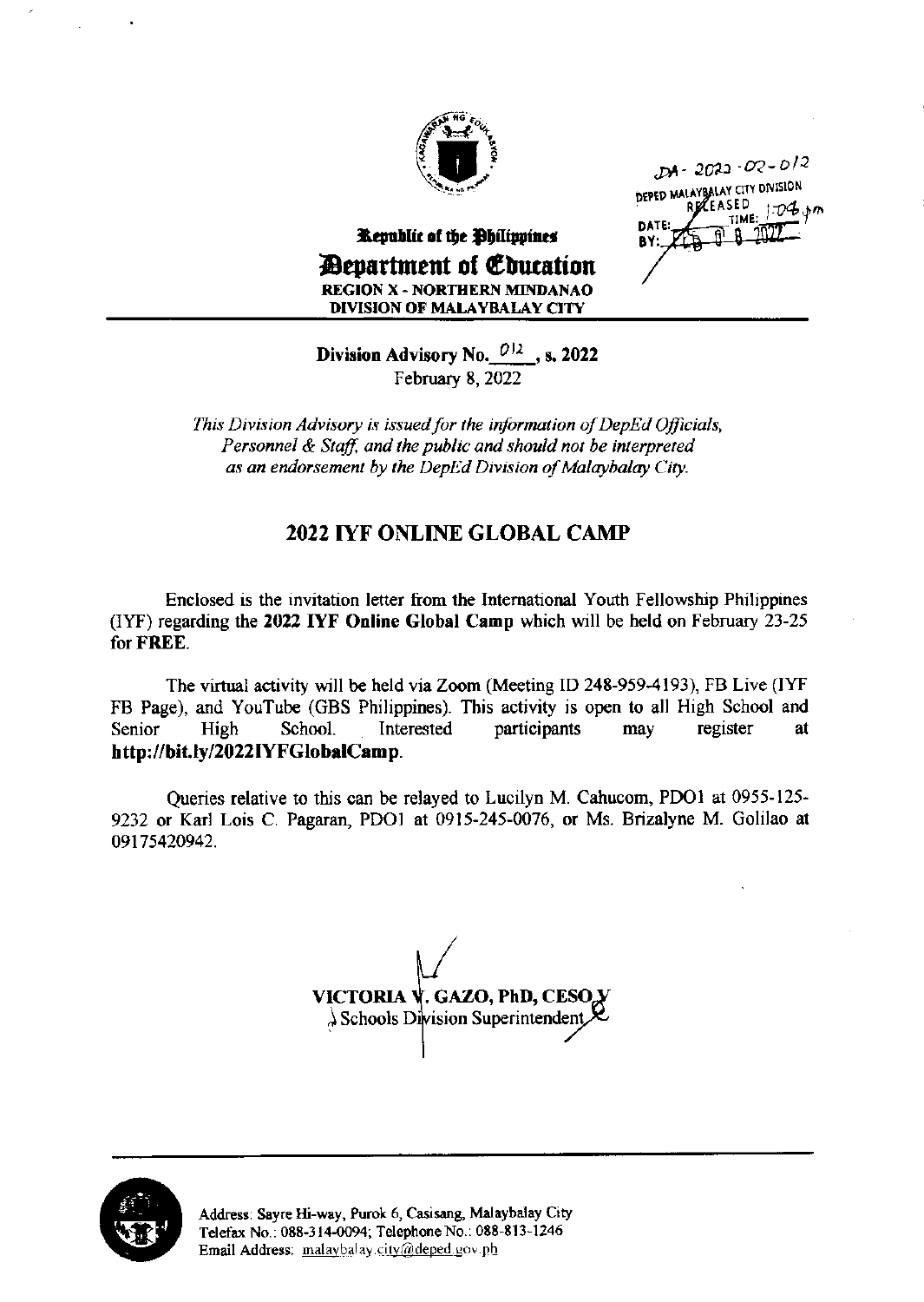DA-2022-02-012
DEPED MALAYBALAY CITY DIVISION
RELEASED
DATE: FEB 08 2022 TIME: 1:04 pm
BY:

Republic of the Philippines
**Department of Education**
REGION X - NORTHERN MINDANAO
DIVISION OF MALAYBALAY CITY

**Division Advisory No. 012, s. 2022**
February 8, 2022

*This Division Advisory is issued for the information of DepEd Officials, Personnel & Staff, and the public and should not be interpreted as an endorsement by the DepEd Division of Malaybalay City.*

## 2022 IYF ONLINE GLOBAL CAMP

Enclosed is the invitation letter from the International Youth Fellowship Philippines (IYF) regarding the **2022 IYF Online Global Camp** which will be held on February 23-25 for **FREE**.

The virtual activity will be held via Zoom (Meeting ID 248-959-4193), FB Live (IYF FB Page), and YouTube (GBS Philippines). This activity is open to all High School and Senior High School. Interested participants may register at **http://bit.ly/2022IYFGlobalCamp**.

Queries relative to this can be relayed to Lucilyn M. Cahucom, PDO1 at 0955-125-9232 or Karl Lois C. Pagaran, PDO1 at 0915-245-0076, or Ms. Brizalyne M. Golilao at 09175420942.

**VICTORIA V. GAZO, PhD, CESO V**
Schools Division Superintendent

Address: Sayre Hi-way, Purok 6, Casisang, Malaybalay City
Telefax No.: 088-314-0094; Telephone No.: 088-813-1246
Email Address: malaybalay.city@deped.gov.ph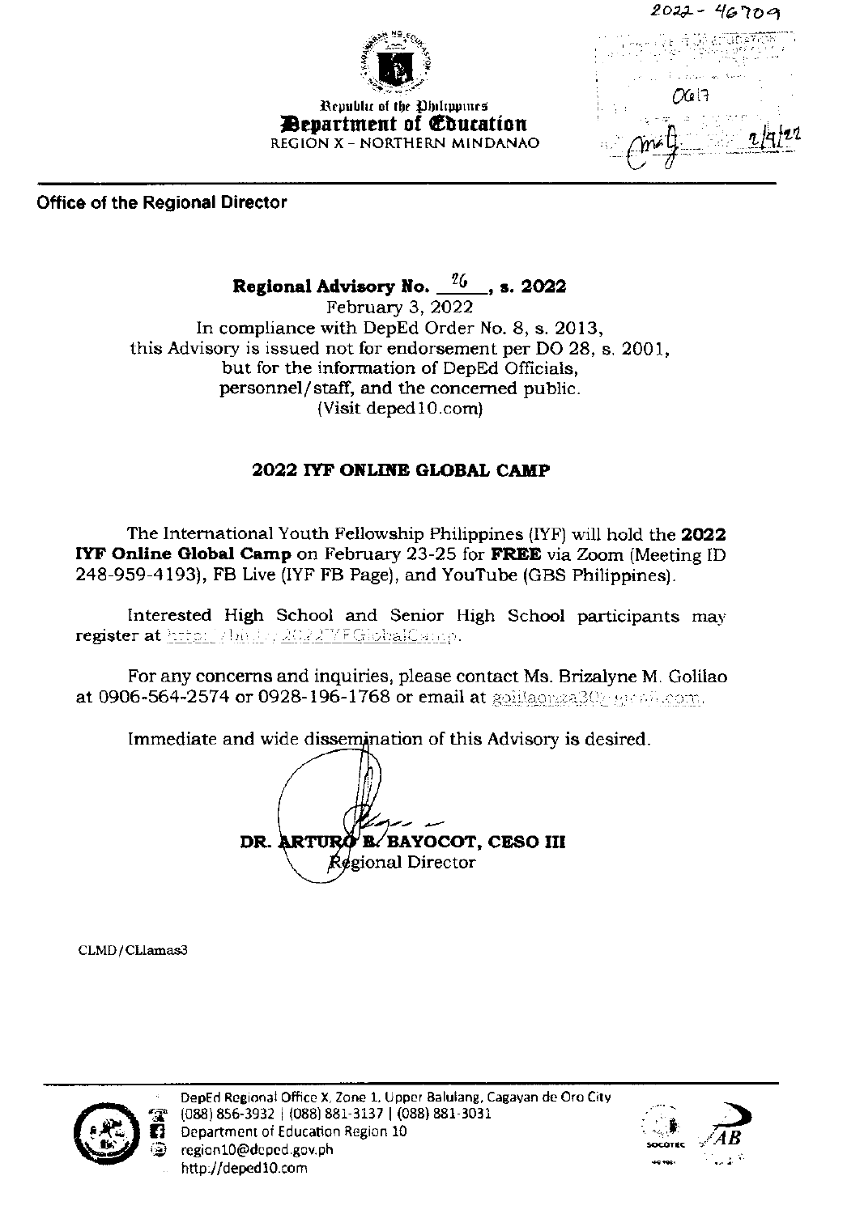2022-46709

Republic of the Philippines
**Department of Education**
REGION X – NORTHERN MINDANAO

0617
2/4/22

**Office of the Regional Director**

**Regional Advisory No. 26, s. 2022**
February 3, 2022
In compliance with DepEd Order No. 8, s. 2013,
this Advisory is issued not for endorsement per DO 28, s. 2001,
but for the information of DepEd Officials,
personnel/staff, and the concerned public.
(Visit deped10.com)

**2022 IYF ONLINE GLOBAL CAMP**

The International Youth Fellowship Philippines (IYF) will hold the **2022 IYF Online Global Camp** on February 23-25 for **FREE** via Zoom (Meeting ID 248-959-4193), FB Live (IYF FB Page), and YouTube (GBS Philippines).

Interested High School and Senior High School participants may register at https://bit.ly/2022IYFGlobalCamp.

For any concerns and inquiries, please contact Ms. Brizalyne M. Golilao at 0906-564-2574 or 0928-196-1768 or email at golilaomza30@gmail.com.

Immediate and wide dissemination of this Advisory is desired.

**DR. ARTURO B. BAYOCOT, CESO III**
Regional Director

CLMD/CLlamas3

DepEd Regional Office X, Zone 1, Upper Balulang, Cagayan de Oro City
(088) 856-3932 | (088) 881-3137 | (088) 881-3031
Department of Education Region 10
region10@deped.gov.ph
http://deped10.com